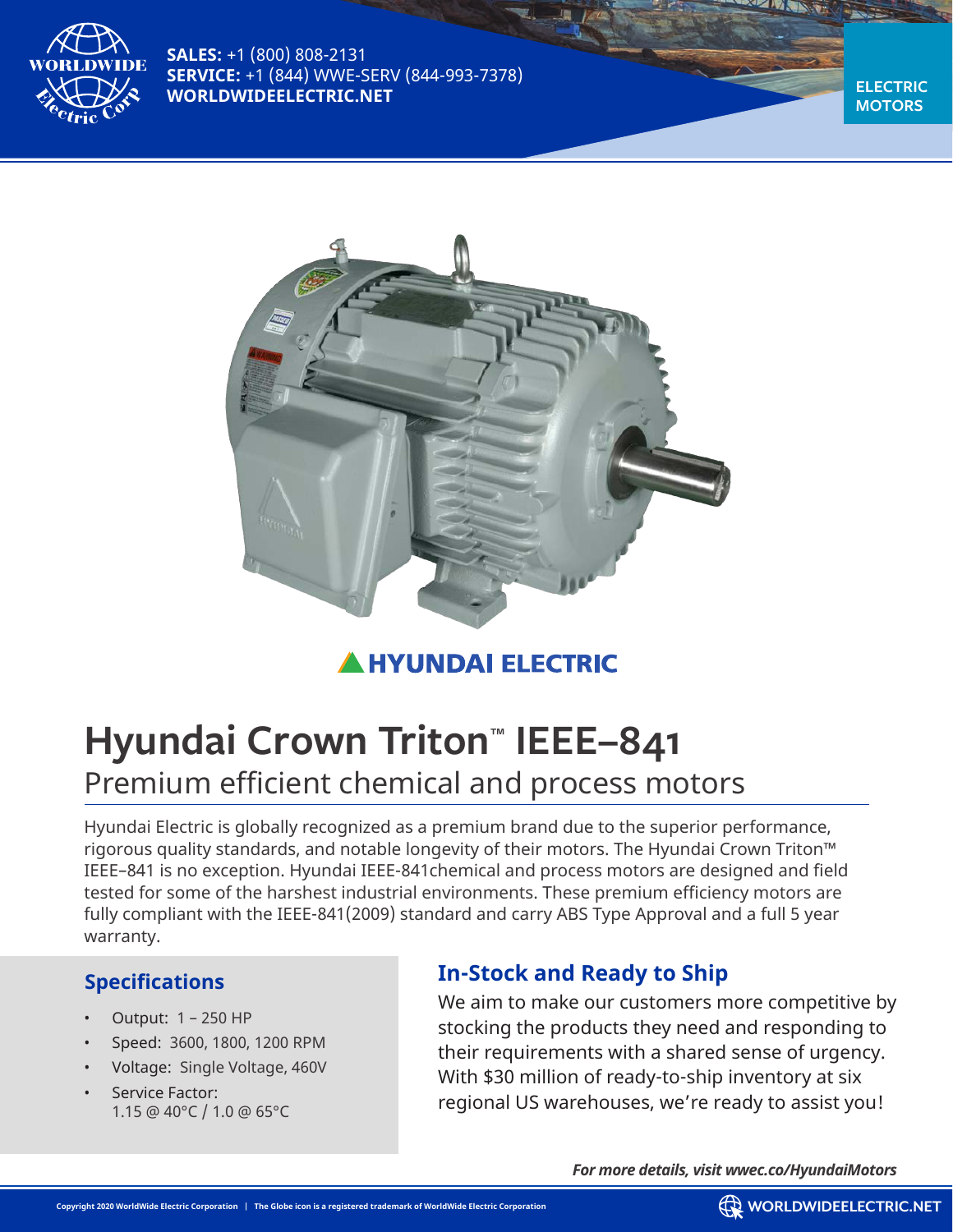**SALES:** +1 (800) 808-2131
**SERVICE:** +1 (844) WWE-SERV (844-993-7378)
**WORLDWIDEELECTRIC.NET**

**ELECTRIC MOTORS**

**HYUNDAI ELECTRIC**

# Hyundai Crown Triton™ IEEE–841

## Premium efficient chemical and process motors

Hyundai Electric is globally recognized as a premium brand due to the superior performance, rigorous quality standards, and notable longevity of their motors. The Hyundai Crown Triton™ IEEE–841 is no exception. Hyundai IEEE-841chemical and process motors are designed and field tested for some of the harshest industrial environments. These premium efficiency motors are fully compliant with the IEEE-841(2009) standard and carry ABS Type Approval and a full 5 year warranty.

### Specifications

- Output: 1 – 250 HP
- Speed: 3600, 1800, 1200 RPM
- Voltage: Single Voltage, 460V
- Service Factor:
  1.15 @ 40°C / 1.0 @ 65°C

### In-Stock and Ready to Ship

We aim to make our customers more competitive by stocking the products they need and responding to their requirements with a shared sense of urgency. With $30 million of ready-to-ship inventory at six regional US warehouses, we're ready to assist you!

***For more details, visit wwec.co/HyundaiMotors***

Copyright 2020 WorldWide Electric Corporation | The Globe icon is a registered trademark of WorldWide Electric Corporation

WORLDWIDEELECTRIC.NET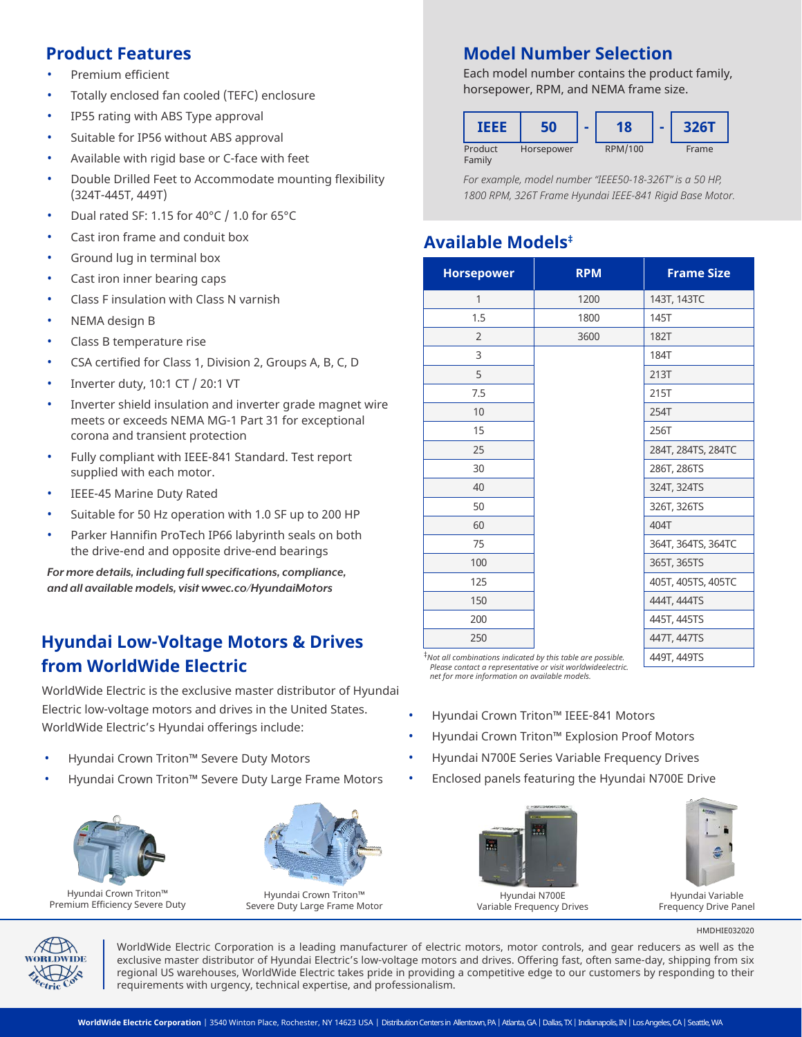## Product Features

- Premium efficient
- Totally enclosed fan cooled (TEFC) enclosure
- IP55 rating with ABS Type approval
- Suitable for IP56 without ABS approval
- Available with rigid base or C-face with feet
- Double Drilled Feet to Accommodate mounting flexibility (324T-445T, 449T)
- Dual rated SF: 1.15 for 40°C / 1.0 for 65°C
- Cast iron frame and conduit box
- Ground lug in terminal box
- Cast iron inner bearing caps
- Class F insulation with Class N varnish
- NEMA design B
- Class B temperature rise
- CSA certified for Class 1, Division 2, Groups A, B, C, D
- Inverter duty, 10:1 CT / 20:1 VT
- Inverter shield insulation and inverter grade magnet wire meets or exceeds NEMA MG-1 Part 31 for exceptional corona and transient protection
- Fully compliant with IEEE-841 Standard. Test report supplied with each motor.
- IEEE-45 Marine Duty Rated
- Suitable for 50 Hz operation with 1.0 SF up to 200 HP
- Parker Hannifin ProTech IP66 labyrinth seals on both the drive-end and opposite drive-end bearings

***For more details, including full specifications, compliance, and all available models, visit wwec.co/HyundaiMotors***

## Model Number Selection

Each model number contains the product family, horsepower, RPM, and NEMA frame size.

| IEEE | 50 | - | 18 | - | 326T |
|---|---|---|---|---|---|
| Product Family | Horsepower | | RPM/100 | | Frame |

*For example, model number "IEEE50-18-326T" is a 50 HP, 1800 RPM, 326T Frame Hyundai IEEE-841 Rigid Base Motor.*

## Available Models[‡]

| Horsepower | RPM | Frame Size |
|---|---|---|
| 1 | 1200 | 143T, 143TC |
| 1.5 | 1800 | 145T |
| 2 | 3600 | 182T |
| 3 | | 184T |
| 5 | | 213T |
| 7.5 | | 215T |
| 10 | | 254T |
| 15 | | 256T |
| 25 | | 284T, 284TS, 284TC |
| 30 | | 286T, 286TS |
| 40 | | 324T, 324TS |
| 50 | | 326T, 326TS |
| 60 | | 404T |
| 75 | | 364T, 364TS, 364TC |
| 100 | | 365T, 365TS |
| 125 | | 405T, 405TS, 405TC |
| 150 | | 444T, 444TS |
| 200 | | 445T, 445TS |
| 250 | | 447T, 447TS |
| | | 449T, 449TS |

*[‡]Not all combinations indicated by this table are possible. Please contact a representative or visit worldwideelectric.net for more information on available models.*

## Hyundai Low-Voltage Motors & Drives from WorldWide Electric

WorldWide Electric is the exclusive master distributor of Hyundai Electric low-voltage motors and drives in the United States. WorldWide Electric's Hyundai offerings include:

- Hyundai Crown Triton™ Severe Duty Motors
- Hyundai Crown Triton™ Severe Duty Large Frame Motors
- Hyundai Crown Triton™ IEEE-841 Motors
- Hyundai Crown Triton™ Explosion Proof Motors
- Hyundai N700E Series Variable Frequency Drives
- Enclosed panels featuring the Hyundai N700E Drive

Hyundai Crown Triton™ Premium Efficiency Severe Duty

Hyundai Crown Triton™ Severe Duty Large Frame Motor

Hyundai N700E Variable Frequency Drives

Hyundai Variable Frequency Drive Panel

HMDHIE032020

WorldWide Electric Corporation is a leading manufacturer of electric motors, motor controls, and gear reducers as well as the exclusive master distributor of Hyundai Electric's low-voltage motors and drives. Offering fast, often same-day, shipping from six regional US warehouses, WorldWide Electric takes pride in providing a competitive edge to our customers by responding to their requirements with urgency, technical expertise, and professionalism.

**WorldWide Electric Corporation** | 3540 Winton Place, Rochester, NY 14623 USA | Distribution Centers in Allentown, PA | Atlanta, GA | Dallas, TX | Indianapolis, IN | Los Angeles, CA | Seattle, WA